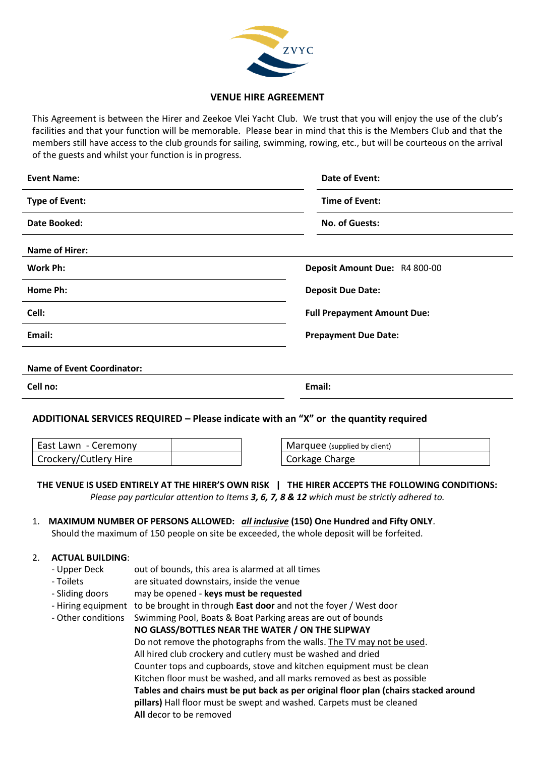ZVYC

## VENUE HIRE AGREEMENT

This Agreement is between the Hirer and Zeekoe Vlei Yacht Club. We trust that you will enjoy the use of the club's facilities and that your function will be memorable. Please bear in mind that this is the Members Club and that the members still have access to the club grounds for sailing, swimming, rowing, etc., but will be courteous on the arrival of the guests and whilst your function is in progress.

**Event Name:**

**Date of Event:**

**Type of Event:**

**Time of Event:**

**Date Booked:**

**No. of Guests:**

**Name of Hirer:**

**Work Ph:**

**Deposit Amount Due:** R4 800-00

**Home Ph:**

**Deposit Due Date:**

**Cell:**

**Full Prepayment Amount Due:**

**Email:**

**Prepayment Due Date:**

**Name of Event Coordinator:**

**Cell no:**

**Email:**

**ADDITIONAL SERVICES REQUIRED – Please indicate with an "X" or the quantity required**

| Service | Quantity | Service | Quantity |
|---|---|---|---|
| East Lawn - Ceremony | | Marquee (supplied by client) | |
| Crockery/Cutlery Hire | | Corkage Charge | |

**THE VENUE IS USED ENTIRELY AT THE HIRER'S OWN RISK | THE HIRER ACCEPTS THE FOLLOWING CONDITIONS:**

*Please pay particular attention to Items **3, 6, 7, 8 & 12** which must be strictly adhered to.*

1. **MAXIMUM NUMBER OF PERSONS ALLOWED:** ***all inclusive*** **(150) One Hundred and Fifty ONLY**.
   Should the maximum of 150 people on site be exceeded, the whole deposit will be forfeited.

2. **ACTUAL BUILDING**:
   - Upper Deck: out of bounds, this area is alarmed at all times
   - Toilets: are situated downstairs, inside the venue
   - Sliding doors: may be opened - **keys must be requested**
   - Hiring equipment: to be brought in through **East door** and not the foyer / West door
   - Other conditions: Swimming Pool, Boats & Boat Parking areas are out of bounds
     **NO GLASS/BOTTLES NEAR THE WATER / ON THE SLIPWAY**
     Do not remove the photographs from the walls. The TV may not be used.
     All hired club crockery and cutlery must be washed and dried
     Counter tops and cupboards, stove and kitchen equipment must be clean
     Kitchen floor must be washed, and all marks removed as best as possible
     **Tables and chairs must be put back as per original floor plan (chairs stacked around pillars)** Hall floor must be swept and washed. Carpets must be cleaned
     **All** decor to be removed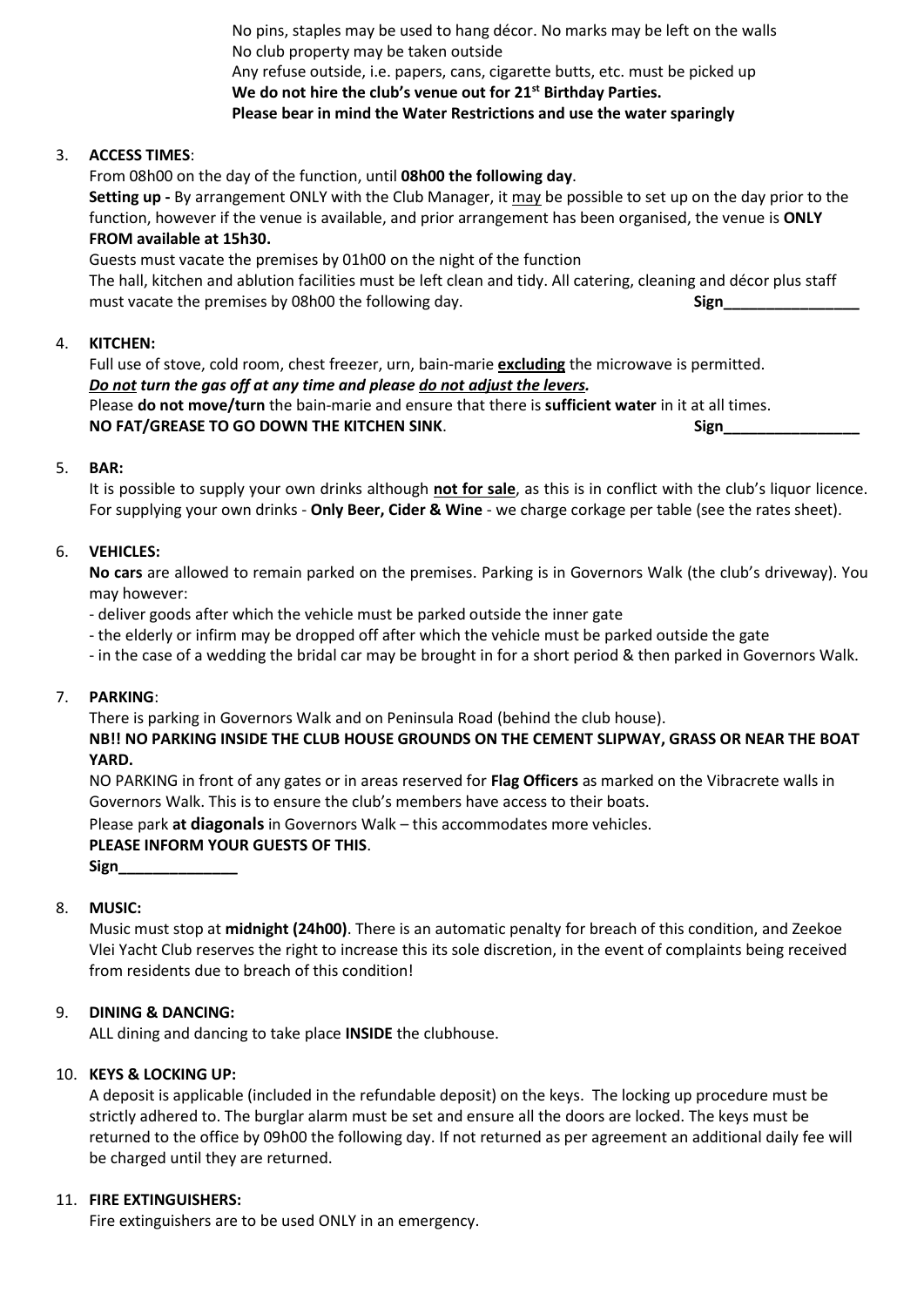No pins, staples may be used to hang décor. No marks may be left on the walls
No club property may be taken outside
Any refuse outside, i.e. papers, cans, cigarette butts, etc. must be picked up
**We do not hire the club's venue out for 21st Birthday Parties.**
**Please bear in mind the Water Restrictions and use the water sparingly**

3. **ACCESS TIMES**:
From 08h00 on the day of the function, until **08h00 the following day**.
**Setting up -** By arrangement ONLY with the Club Manager, it may be possible to set up on the day prior to the function, however if the venue is available, and prior arrangement has been organised, the venue is **ONLY FROM available at 15h30.**
Guests must vacate the premises by 01h00 on the night of the function
The hall, kitchen and ablution facilities must be left clean and tidy. All catering, cleaning and décor plus staff must vacate the premises by 08h00 the following day. **Sign________________**

4. **KITCHEN:**
Full use of stove, cold room, chest freezer, urn, bain-marie **excluding** the microwave is permitted.
***Do not turn the gas off at any time and please do not adjust the levers.***
Please **do not move/turn** the bain-marie and ensure that there is **sufficient water** in it at all times.
**NO FAT/GREASE TO GO DOWN THE KITCHEN SINK**. **Sign________________**

5. **BAR:**
It is possible to supply your own drinks although **not for sale**, as this is in conflict with the club's liquor licence. For supplying your own drinks - **Only Beer, Cider & Wine** - we charge corkage per table (see the rates sheet).

6. **VEHICLES:**
**No cars** are allowed to remain parked on the premises. Parking is in Governors Walk (the club's driveway). You may however:
- deliver goods after which the vehicle must be parked outside the inner gate
- the elderly or infirm may be dropped off after which the vehicle must be parked outside the gate
- in the case of a wedding the bridal car may be brought in for a short period & then parked in Governors Walk.

7. **PARKING**:
There is parking in Governors Walk and on Peninsula Road (behind the club house).
**NB!! NO PARKING INSIDE THE CLUB HOUSE GROUNDS ON THE CEMENT SLIPWAY, GRASS OR NEAR THE BOAT YARD.**
NO PARKING in front of any gates or in areas reserved for **Flag Officers** as marked on the Vibracrete walls in Governors Walk. This is to ensure the club's members have access to their boats.
Please park **at diagonals** in Governors Walk – this accommodates more vehicles.
**PLEASE INFORM YOUR GUESTS OF THIS**.
**Sign______________**

8. **MUSIC:**
Music must stop at **midnight (24h00)**. There is an automatic penalty for breach of this condition, and Zeekoe Vlei Yacht Club reserves the right to increase this its sole discretion, in the event of complaints being received from residents due to breach of this condition!

9. **DINING & DANCING:**
ALL dining and dancing to take place **INSIDE** the clubhouse.

10. **KEYS & LOCKING UP:**
A deposit is applicable (included in the refundable deposit) on the keys. The locking up procedure must be strictly adhered to. The burglar alarm must be set and ensure all the doors are locked. The keys must be returned to the office by 09h00 the following day. If not returned as per agreement an additional daily fee will be charged until they are returned.

11. **FIRE EXTINGUISHERS:**
Fire extinguishers are to be used ONLY in an emergency.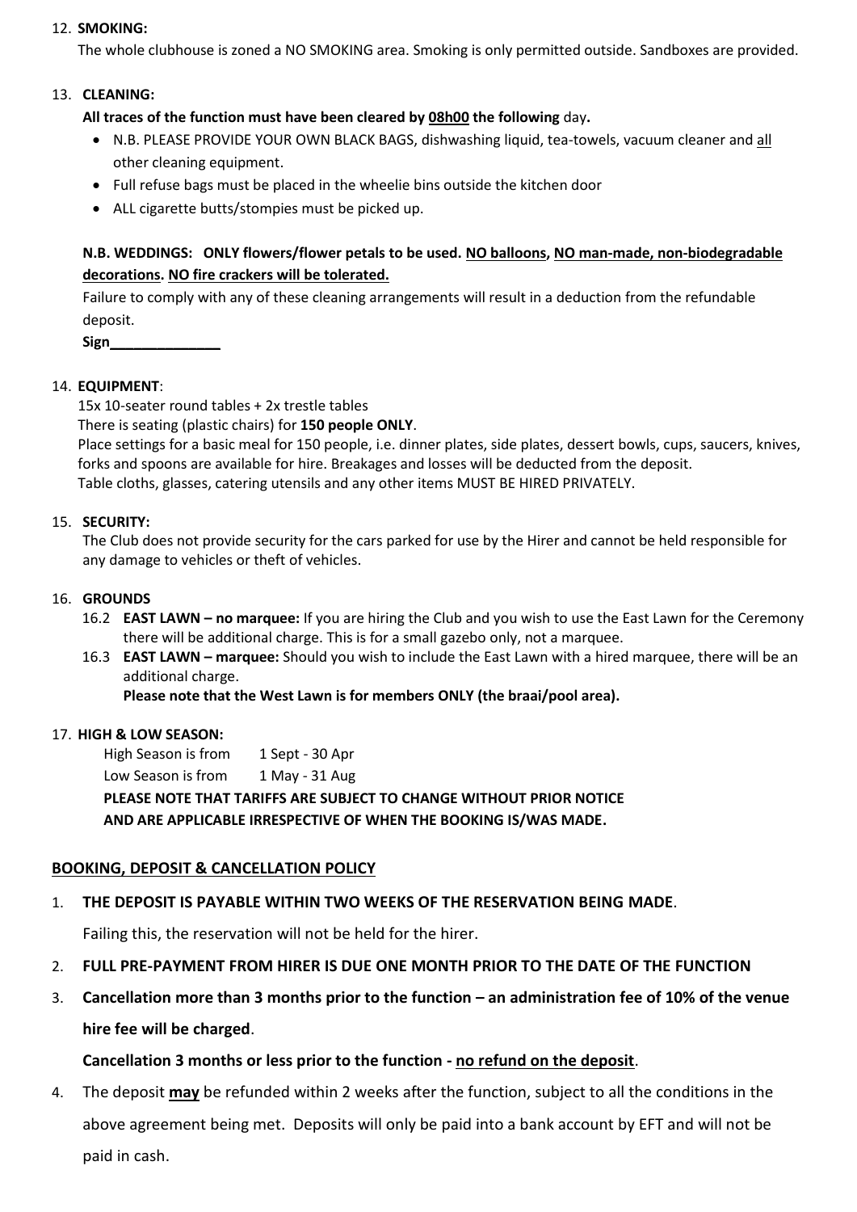12. **SMOKING:**

    The whole clubhouse is zoned a NO SMOKING area. Smoking is only permitted outside. Sandboxes are provided.

13. **CLEANING:**

    **All traces of the function must have been cleared by <u>08h00</u> the following** day**.**

    - N.B. PLEASE PROVIDE YOUR OWN BLACK BAGS, dishwashing liquid, tea-towels, vacuum cleaner and <u>all</u> other cleaning equipment.
    - Full refuse bags must be placed in the wheelie bins outside the kitchen door
    - ALL cigarette butts/stompies must be picked up.

    **N.B. WEDDINGS: ONLY flowers/flower petals to be used. <u>NO balloons</u>, <u>NO man-made, non-biodegradable decorations</u>. <u>NO fire crackers will be tolerated.</u>**

    Failure to comply with any of these cleaning arrangements will result in a deduction from the refundable deposit.

    **Sign______________**

14. **EQUIPMENT**:

    15x 10-seater round tables + 2x trestle tables

    There is seating (plastic chairs) for **150 people ONLY**.

    Place settings for a basic meal for 150 people, i.e. dinner plates, side plates, dessert bowls, cups, saucers, knives, forks and spoons are available for hire. Breakages and losses will be deducted from the deposit.

    Table cloths, glasses, catering utensils and any other items MUST BE HIRED PRIVATELY.

15. **SECURITY:**

    The Club does not provide security for the cars parked for use by the Hirer and cannot be held responsible for any damage to vehicles or theft of vehicles.

16. **GROUNDS**

    16.2 **EAST LAWN – no marquee:** If you are hiring the Club and you wish to use the East Lawn for the Ceremony there will be additional charge. This is for a small gazebo only, not a marquee.

    16.3 **EAST LAWN – marquee:** Should you wish to include the East Lawn with a hired marquee, there will be an additional charge.

    **Please note that the West Lawn is for members ONLY (the braai/pool area).**

17. **HIGH & LOW SEASON:**

    High Season is from 1 Sept - 30 Apr

    Low Season is from 1 May - 31 Aug

    **PLEASE NOTE THAT TARIFFS ARE SUBJECT TO CHANGE WITHOUT PRIOR NOTICE AND ARE APPLICABLE IRRESPECTIVE OF WHEN THE BOOKING IS/WAS MADE.**

## <u>BOOKING, DEPOSIT & CANCELLATION POLICY</u>

1. **THE DEPOSIT IS PAYABLE WITHIN TWO WEEKS OF THE RESERVATION BEING MADE**.

   Failing this, the reservation will not be held for the hirer.

2. **FULL PRE-PAYMENT FROM HIRER IS DUE ONE MONTH PRIOR TO THE DATE OF THE FUNCTION**

3. **Cancellation more than 3 months prior to the function – an administration fee of 10% of the venue hire fee will be charged**.

   **Cancellation 3 months or less prior to the function - <u>no refund on the deposit</u>**.

4. The deposit **<u>may</u>** be refunded within 2 weeks after the function, subject to all the conditions in the above agreement being met. Deposits will only be paid into a bank account by EFT and will not be paid in cash.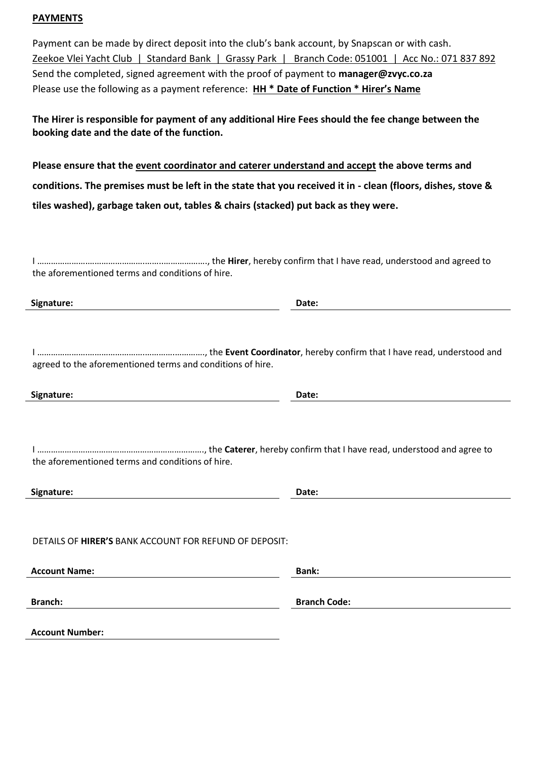## PAYMENTS

Payment can be made by direct deposit into the club's bank account, by Snapscan or with cash.
Zeekoe Vlei Yacht Club | Standard Bank | Grassy Park | Branch Code: 051001 | Acc No.: 071 837 892
Send the completed, signed agreement with the proof of payment to **manager@zvyc.co.za**
Please use the following as a payment reference: **HH * Date of Function * Hirer's Name**

**The Hirer is responsible for payment of any additional Hire Fees should the fee change between the booking date and the date of the function.**

**Please ensure that the event coordinator and caterer understand and accept the above terms and conditions. The premises must be left in the state that you received it in - clean (floors, dishes, stove & tiles washed), garbage taken out, tables & chairs (stacked) put back as they were.**

I ………………………………………………………………, the **Hirer**, hereby confirm that I have read, understood and agreed to the aforementioned terms and conditions of hire.

**Signature:** ____________________ **Date:** ____________________

I ………………………………………………………………, the **Event Coordinator**, hereby confirm that I have read, understood and agreed to the aforementioned terms and conditions of hire.

**Signature:** ____________________ **Date:** ____________________

I ………………………………………………………………, the **Caterer**, hereby confirm that I have read, understood and agree to the aforementioned terms and conditions of hire.

**Signature:** ____________________ **Date:** ____________________

DETAILS OF **HIRER'S** BANK ACCOUNT FOR REFUND OF DEPOSIT:

**Account Name:** ____________________ **Bank:** ____________________

**Branch:** ____________________ **Branch Code:** ____________________

**Account Number:** ____________________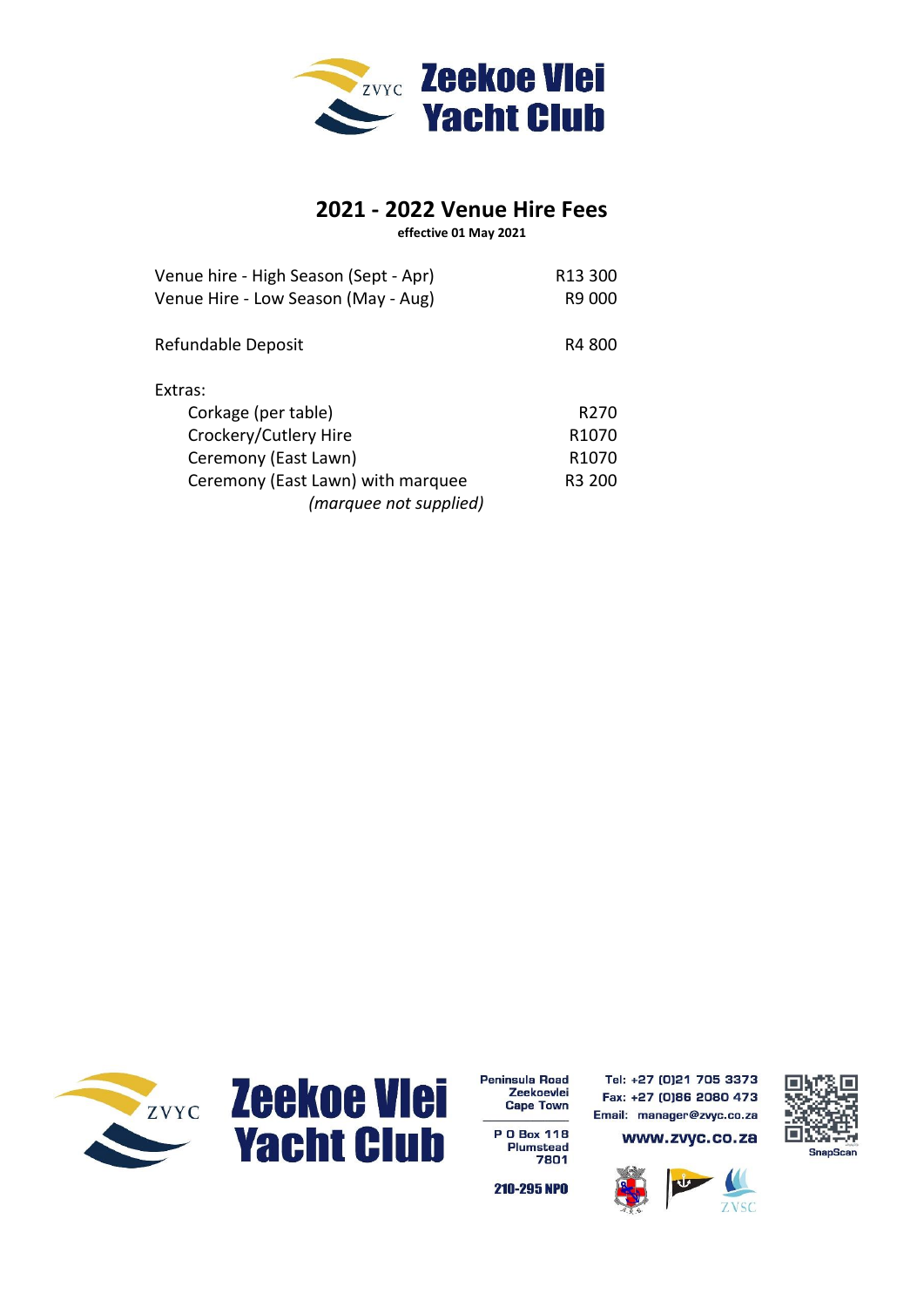Zeekoe Vlei Yacht Club

## 2021 - 2022 Venue Hire Fees

**effective 01 May 2021**

| | |
|---|---|
| Venue hire - High Season (Sept - Apr) | R13 300 |
| Venue Hire - Low Season (May - Aug) | R9 000 |
| Refundable Deposit | R4 800 |
| Extras: | |
| Corkage (per table) | R270 |
| Crockery/Cutlery Hire | R1070 |
| Ceremony (East Lawn) | R1070 |
| Ceremony (East Lawn) with marquee *(marquee not supplied)* | R3 200 |

Zeekoe Vlei Yacht Club

Peninsula Road
Zeekoevlei
Cape Town

P O Box 118
Plumstead
7801

210-295 NPO

Tel: +27 (0)21 705 3373
Fax: +27 (0)86 2080 473
Email: manager@zvyc.co.za

www.zvyc.co.za

SnapScan